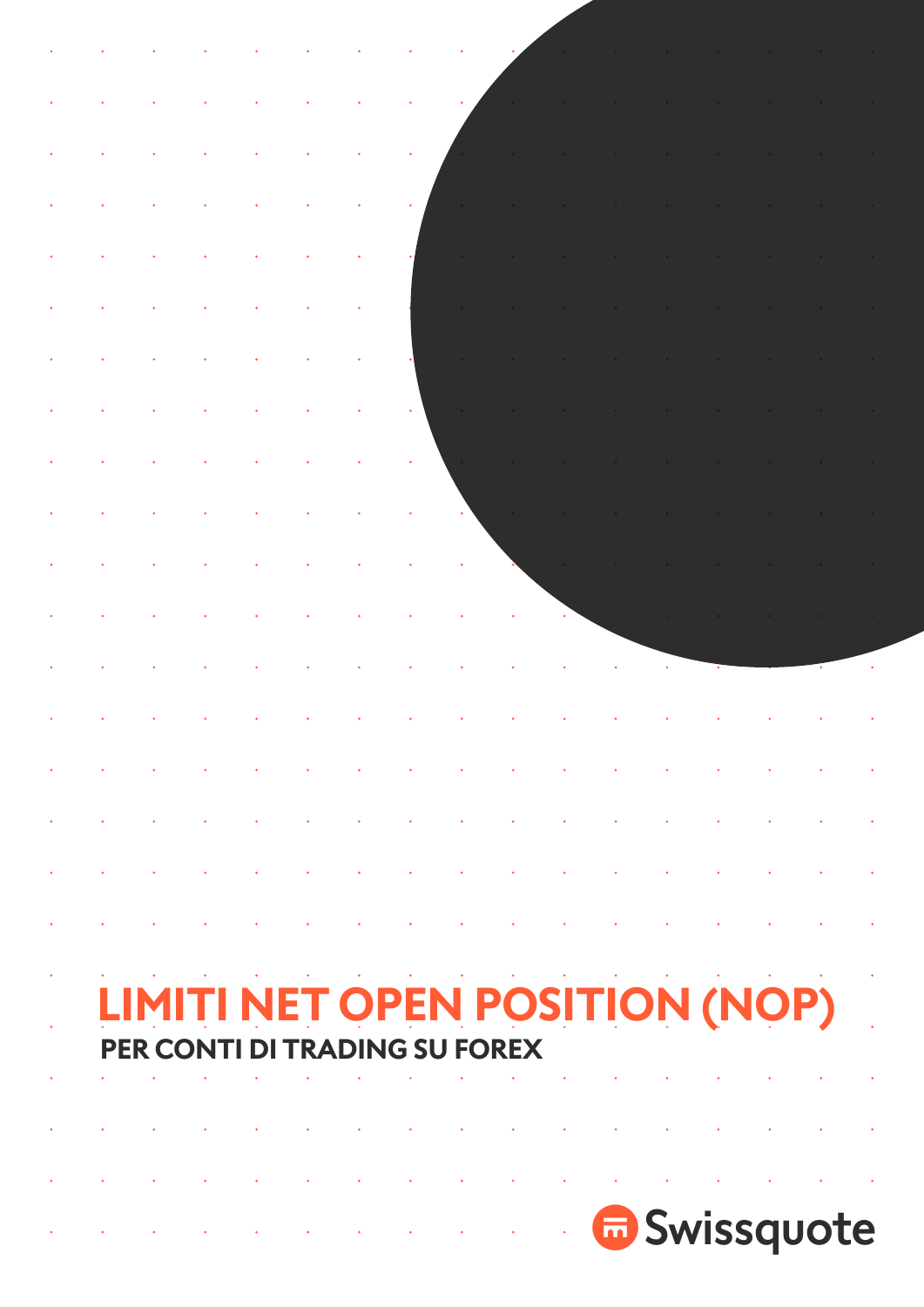# LIMITI NET OPEN POSITION (NOP)

## PER CONTI DI TRADING SU FOREX

Swissquote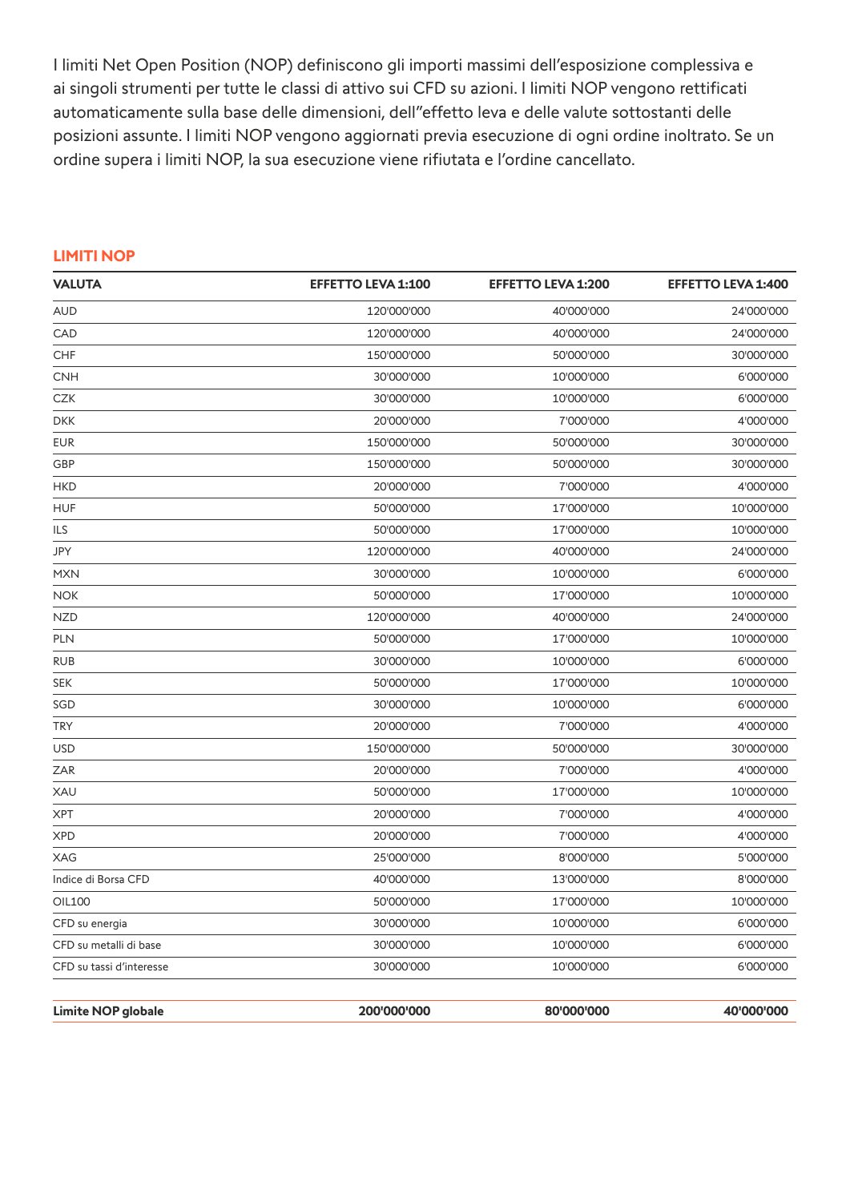I limiti Net Open Position (NOP) definiscono gli importi massimi dell'esposizione complessiva e ai singoli strumenti per tutte le classi di attivo sui CFD su azioni. I limiti NOP vengono rettificati automaticamente sulla base delle dimensioni, dell"effetto leva e delle valute sottostanti delle posizioni assunte. I limiti NOP vengono aggiornati previa esecuzione di ogni ordine inoltrato. Se un ordine supera i limiti NOP, la sua esecuzione viene rifiutata e l'ordine cancellato.

## LIMITI NOP

| VALUTA | EFFETTO LEVA 1:100 | EFFETTO LEVA 1:200 | EFFETTO LEVA 1:400 |
|---|---|---|---|
| AUD | 120'000'000 | 40'000'000 | 24'000'000 |
| CAD | 120'000'000 | 40'000'000 | 24'000'000 |
| CHF | 150'000'000 | 50'000'000 | 30'000'000 |
| CNH | 30'000'000 | 10'000'000 | 6'000'000 |
| CZK | 30'000'000 | 10'000'000 | 6'000'000 |
| DKK | 20'000'000 | 7'000'000 | 4'000'000 |
| EUR | 150'000'000 | 50'000'000 | 30'000'000 |
| GBP | 150'000'000 | 50'000'000 | 30'000'000 |
| HKD | 20'000'000 | 7'000'000 | 4'000'000 |
| HUF | 50'000'000 | 17'000'000 | 10'000'000 |
| ILS | 50'000'000 | 17'000'000 | 10'000'000 |
| JPY | 120'000'000 | 40'000'000 | 24'000'000 |
| MXN | 30'000'000 | 10'000'000 | 6'000'000 |
| NOK | 50'000'000 | 17'000'000 | 10'000'000 |
| NZD | 120'000'000 | 40'000'000 | 24'000'000 |
| PLN | 50'000'000 | 17'000'000 | 10'000'000 |
| RUB | 30'000'000 | 10'000'000 | 6'000'000 |
| SEK | 50'000'000 | 17'000'000 | 10'000'000 |
| SGD | 30'000'000 | 10'000'000 | 6'000'000 |
| TRY | 20'000'000 | 7'000'000 | 4'000'000 |
| USD | 150'000'000 | 50'000'000 | 30'000'000 |
| ZAR | 20'000'000 | 7'000'000 | 4'000'000 |
| XAU | 50'000'000 | 17'000'000 | 10'000'000 |
| XPT | 20'000'000 | 7'000'000 | 4'000'000 |
| XPD | 20'000'000 | 7'000'000 | 4'000'000 |
| XAG | 25'000'000 | 8'000'000 | 5'000'000 |
| Indice di Borsa CFD | 40'000'000 | 13'000'000 | 8'000'000 |
| OIL100 | 50'000'000 | 17'000'000 | 10'000'000 |
| CFD su energia | 30'000'000 | 10'000'000 | 6'000'000 |
| CFD su metalli di base | 30'000'000 | 10'000'000 | 6'000'000 |
| CFD su tassi d'interesse | 30'000'000 | 10'000'000 | 6'000'000 |
| **Limite NOP globale** | **200'000'000** | **80'000'000** | **40'000'000** |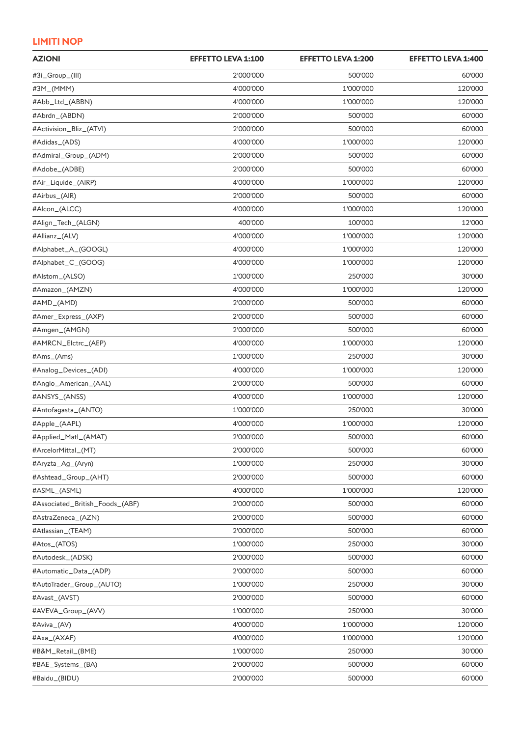## LIMITI NOP

| AZIONI | EFFETTO LEVA 1:100 | EFFETTO LEVA 1:200 | EFFETTO LEVA 1:400 |
|---|---|---|---|
| #3i_Group_(III) | 2'000'000 | 500'000 | 60'000 |
| #3M_(MMM) | 4'000'000 | 1'000'000 | 120'000 |
| #Abb_Ltd_(ABBN) | 4'000'000 | 1'000'000 | 120'000 |
| #Abrdn_(ABDN) | 2'000'000 | 500'000 | 60'000 |
| #Activision_Bliz_(ATVI) | 2'000'000 | 500'000 | 60'000 |
| #Adidas_(ADS) | 4'000'000 | 1'000'000 | 120'000 |
| #Admiral_Group_(ADM) | 2'000'000 | 500'000 | 60'000 |
| #Adobe_(ADBE) | 2'000'000 | 500'000 | 60'000 |
| #Air_Liquide_(AIRP) | 4'000'000 | 1'000'000 | 120'000 |
| #Airbus_(AIR) | 2'000'000 | 500'000 | 60'000 |
| #Alcon_(ALCC) | 4'000'000 | 1'000'000 | 120'000 |
| #Align_Tech_(ALGN) | 400'000 | 100'000 | 12'000 |
| #Allianz_(ALV) | 4'000'000 | 1'000'000 | 120'000 |
| #Alphabet_A_(GOOGL) | 4'000'000 | 1'000'000 | 120'000 |
| #Alphabet_C_(GOOG) | 4'000'000 | 1'000'000 | 120'000 |
| #Alstom_(ALSO) | 1'000'000 | 250'000 | 30'000 |
| #Amazon_(AMZN) | 4'000'000 | 1'000'000 | 120'000 |
| #AMD_(AMD) | 2'000'000 | 500'000 | 60'000 |
| #Amer_Express_(AXP) | 2'000'000 | 500'000 | 60'000 |
| #Amgen_(AMGN) | 2'000'000 | 500'000 | 60'000 |
| #AMRCN_Elctrc_(AEP) | 4'000'000 | 1'000'000 | 120'000 |
| #Ams_(Ams) | 1'000'000 | 250'000 | 30'000 |
| #Analog_Devices_(ADI) | 4'000'000 | 1'000'000 | 120'000 |
| #Anglo_American_(AAL) | 2'000'000 | 500'000 | 60'000 |
| #ANSYS_(ANSS) | 4'000'000 | 1'000'000 | 120'000 |
| #Antofagasta_(ANTO) | 1'000'000 | 250'000 | 30'000 |
| #Apple_(AAPL) | 4'000'000 | 1'000'000 | 120'000 |
| #Applied_Matl_(AMAT) | 2'000'000 | 500'000 | 60'000 |
| #ArcelorMittal_(MT) | 2'000'000 | 500'000 | 60'000 |
| #Aryzta_Ag_(Aryn) | 1'000'000 | 250'000 | 30'000 |
| #Ashtead_Group_(AHT) | 2'000'000 | 500'000 | 60'000 |
| #ASML_(ASML) | 4'000'000 | 1'000'000 | 120'000 |
| #Associated_British_Foods_(ABF) | 2'000'000 | 500'000 | 60'000 |
| #AstraZeneca_(AZN) | 2'000'000 | 500'000 | 60'000 |
| #Atlassian_(TEAM) | 2'000'000 | 500'000 | 60'000 |
| #Atos_(ATOS) | 1'000'000 | 250'000 | 30'000 |
| #Autodesk_(ADSK) | 2'000'000 | 500'000 | 60'000 |
| #Automatic_Data_(ADP) | 2'000'000 | 500'000 | 60'000 |
| #AutoTrader_Group_(AUTO) | 1'000'000 | 250'000 | 30'000 |
| #Avast_(AVST) | 2'000'000 | 500'000 | 60'000 |
| #AVEVA_Group_(AVV) | 1'000'000 | 250'000 | 30'000 |
| #Aviva_(AV) | 4'000'000 | 1'000'000 | 120'000 |
| #Axa_(AXAF) | 4'000'000 | 1'000'000 | 120'000 |
| #B&M_Retail_(BME) | 1'000'000 | 250'000 | 30'000 |
| #BAE_Systems_(BA) | 2'000'000 | 500'000 | 60'000 |
| #Baidu_(BIDU) | 2'000'000 | 500'000 | 60'000 |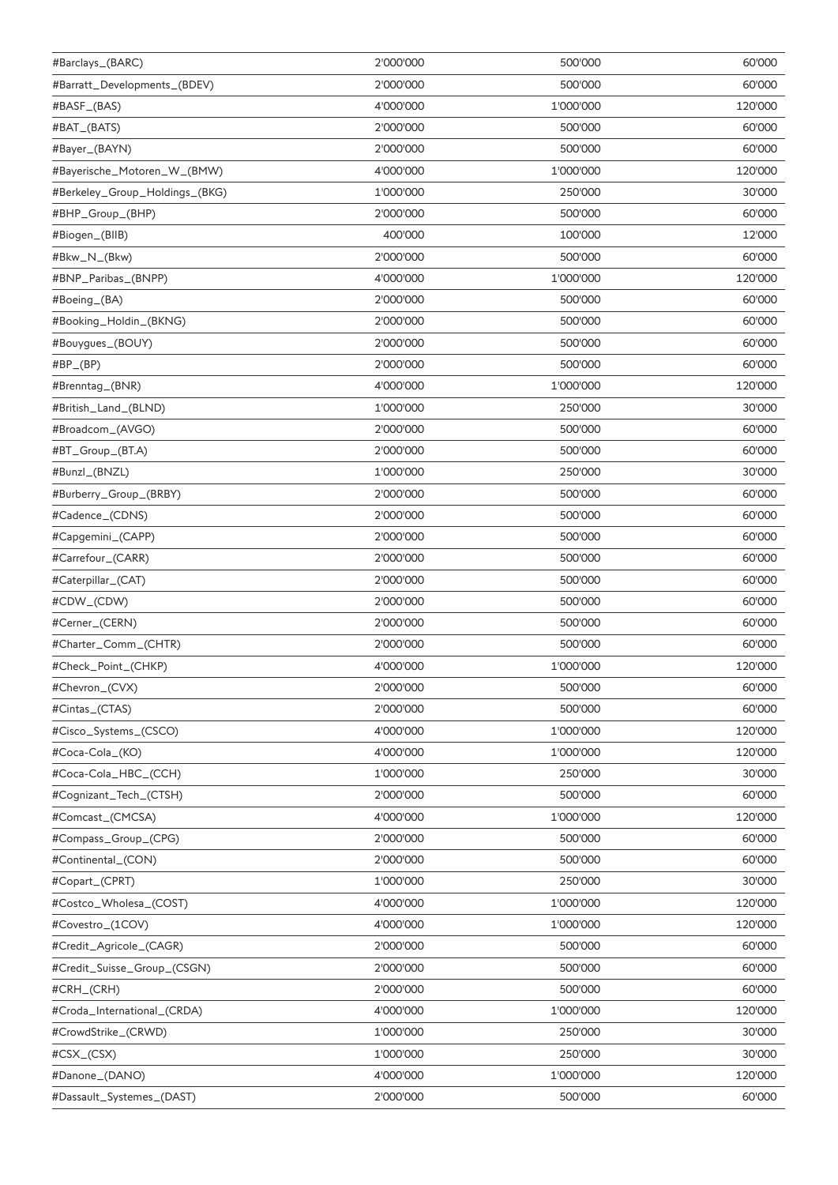| | | | |
|---|---|---|---|
| #Barclays_(BARC) | 2'000'000 | 500'000 | 60'000 |
| #Barratt_Developments_(BDEV) | 2'000'000 | 500'000 | 60'000 |
| #BASF_(BAS) | 4'000'000 | 1'000'000 | 120'000 |
| #BAT_(BATS) | 2'000'000 | 500'000 | 60'000 |
| #Bayer_(BAYN) | 2'000'000 | 500'000 | 60'000 |
| #Bayerische_Motoren_W_(BMW) | 4'000'000 | 1'000'000 | 120'000 |
| #Berkeley_Group_Holdings_(BKG) | 1'000'000 | 250'000 | 30'000 |
| #BHP_Group_(BHP) | 2'000'000 | 500'000 | 60'000 |
| #Biogen_(BIIB) | 400'000 | 100'000 | 12'000 |
| #Bkw_N_(Bkw) | 2'000'000 | 500'000 | 60'000 |
| #BNP_Paribas_(BNPP) | 4'000'000 | 1'000'000 | 120'000 |
| #Boeing_(BA) | 2'000'000 | 500'000 | 60'000 |
| #Booking_Holdin_(BKNG) | 2'000'000 | 500'000 | 60'000 |
| #Bouygues_(BOUY) | 2'000'000 | 500'000 | 60'000 |
| #BP_(BP) | 2'000'000 | 500'000 | 60'000 |
| #Brenntag_(BNR) | 4'000'000 | 1'000'000 | 120'000 |
| #British_Land_(BLND) | 1'000'000 | 250'000 | 30'000 |
| #Broadcom_(AVGO) | 2'000'000 | 500'000 | 60'000 |
| #BT_Group_(BT.A) | 2'000'000 | 500'000 | 60'000 |
| #Bunzl_(BNZL) | 1'000'000 | 250'000 | 30'000 |
| #Burberry_Group_(BRBY) | 2'000'000 | 500'000 | 60'000 |
| #Cadence_(CDNS) | 2'000'000 | 500'000 | 60'000 |
| #Capgemini_(CAPP) | 2'000'000 | 500'000 | 60'000 |
| #Carrefour_(CARR) | 2'000'000 | 500'000 | 60'000 |
| #Caterpillar_(CAT) | 2'000'000 | 500'000 | 60'000 |
| #CDW_(CDW) | 2'000'000 | 500'000 | 60'000 |
| #Cerner_(CERN) | 2'000'000 | 500'000 | 60'000 |
| #Charter_Comm_(CHTR) | 2'000'000 | 500'000 | 60'000 |
| #Check_Point_(CHKP) | 4'000'000 | 1'000'000 | 120'000 |
| #Chevron_(CVX) | 2'000'000 | 500'000 | 60'000 |
| #Cintas_(CTAS) | 2'000'000 | 500'000 | 60'000 |
| #Cisco_Systems_(CSCO) | 4'000'000 | 1'000'000 | 120'000 |
| #Coca-Cola_(KO) | 4'000'000 | 1'000'000 | 120'000 |
| #Coca-Cola_HBC_(CCH) | 1'000'000 | 250'000 | 30'000 |
| #Cognizant_Tech_(CTSH) | 2'000'000 | 500'000 | 60'000 |
| #Comcast_(CMCSA) | 4'000'000 | 1'000'000 | 120'000 |
| #Compass_Group_(CPG) | 2'000'000 | 500'000 | 60'000 |
| #Continental_(CON) | 2'000'000 | 500'000 | 60'000 |
| #Copart_(CPRT) | 1'000'000 | 250'000 | 30'000 |
| #Costco_Wholesa_(COST) | 4'000'000 | 1'000'000 | 120'000 |
| #Covestro_(1COV) | 4'000'000 | 1'000'000 | 120'000 |
| #Credit_Agricole_(CAGR) | 2'000'000 | 500'000 | 60'000 |
| #Credit_Suisse_Group_(CSGN) | 2'000'000 | 500'000 | 60'000 |
| #CRH_(CRH) | 2'000'000 | 500'000 | 60'000 |
| #Croda_International_(CRDA) | 4'000'000 | 1'000'000 | 120'000 |
| #CrowdStrike_(CRWD) | 1'000'000 | 250'000 | 30'000 |
| #CSX_(CSX) | 1'000'000 | 250'000 | 30'000 |
| #Danone_(DANO) | 4'000'000 | 1'000'000 | 120'000 |
| #Dassault_Systemes_(DAST) | 2'000'000 | 500'000 | 60'000 |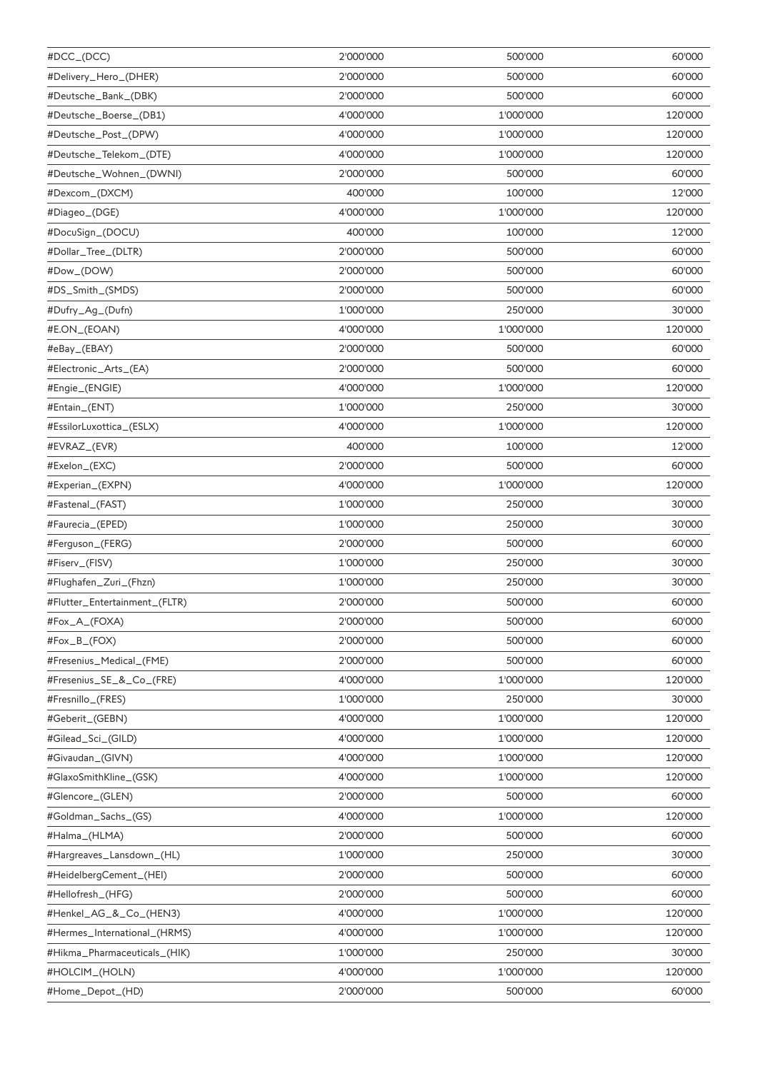| | | | |
|---|---|---|---|
| #DCC_(DCC) | 2'000'000 | 500'000 | 60'000 |
| #Delivery_Hero_(DHER) | 2'000'000 | 500'000 | 60'000 |
| #Deutsche_Bank_(DBK) | 2'000'000 | 500'000 | 60'000 |
| #Deutsche_Boerse_(DB1) | 4'000'000 | 1'000'000 | 120'000 |
| #Deutsche_Post_(DPW) | 4'000'000 | 1'000'000 | 120'000 |
| #Deutsche_Telekom_(DTE) | 4'000'000 | 1'000'000 | 120'000 |
| #Deutsche_Wohnen_(DWNI) | 2'000'000 | 500'000 | 60'000 |
| #Dexcom_(DXCM) | 400'000 | 100'000 | 12'000 |
| #Diageo_(DGE) | 4'000'000 | 1'000'000 | 120'000 |
| #DocuSign_(DOCU) | 400'000 | 100'000 | 12'000 |
| #Dollar_Tree_(DLTR) | 2'000'000 | 500'000 | 60'000 |
| #Dow_(DOW) | 2'000'000 | 500'000 | 60'000 |
| #DS_Smith_(SMDS) | 2'000'000 | 500'000 | 60'000 |
| #Dufry_Ag_(Dufn) | 1'000'000 | 250'000 | 30'000 |
| #E.ON_(EOAN) | 4'000'000 | 1'000'000 | 120'000 |
| #eBay_(EBAY) | 2'000'000 | 500'000 | 60'000 |
| #Electronic_Arts_(EA) | 2'000'000 | 500'000 | 60'000 |
| #Engie_(ENGIE) | 4'000'000 | 1'000'000 | 120'000 |
| #Entain_(ENT) | 1'000'000 | 250'000 | 30'000 |
| #EssilorLuxottica_(ESLX) | 4'000'000 | 1'000'000 | 120'000 |
| #EVRAZ_(EVR) | 400'000 | 100'000 | 12'000 |
| #Exelon_(EXC) | 2'000'000 | 500'000 | 60'000 |
| #Experian_(EXPN) | 4'000'000 | 1'000'000 | 120'000 |
| #Fastenal_(FAST) | 1'000'000 | 250'000 | 30'000 |
| #Faurecia_(EPED) | 1'000'000 | 250'000 | 30'000 |
| #Ferguson_(FERG) | 2'000'000 | 500'000 | 60'000 |
| #Fiserv_(FISV) | 1'000'000 | 250'000 | 30'000 |
| #Flughafen_Zuri_(Fhzn) | 1'000'000 | 250'000 | 30'000 |
| #Flutter_Entertainment_(FLTR) | 2'000'000 | 500'000 | 60'000 |
| #Fox_A_(FOXA) | 2'000'000 | 500'000 | 60'000 |
| #Fox_B_(FOX) | 2'000'000 | 500'000 | 60'000 |
| #Fresenius_Medical_(FME) | 2'000'000 | 500'000 | 60'000 |
| #Fresenius_SE_&_Co_(FRE) | 4'000'000 | 1'000'000 | 120'000 |
| #Fresnillo_(FRES) | 1'000'000 | 250'000 | 30'000 |
| #Geberit_(GEBN) | 4'000'000 | 1'000'000 | 120'000 |
| #Gilead_Sci_(GILD) | 4'000'000 | 1'000'000 | 120'000 |
| #Givaudan_(GIVN) | 4'000'000 | 1'000'000 | 120'000 |
| #GlaxoSmithKline_(GSK) | 4'000'000 | 1'000'000 | 120'000 |
| #Glencore_(GLEN) | 2'000'000 | 500'000 | 60'000 |
| #Goldman_Sachs_(GS) | 4'000'000 | 1'000'000 | 120'000 |
| #Halma_(HLMA) | 2'000'000 | 500'000 | 60'000 |
| #Hargreaves_Lansdown_(HL) | 1'000'000 | 250'000 | 30'000 |
| #HeidelbergCement_(HEI) | 2'000'000 | 500'000 | 60'000 |
| #Hellofresh_(HFG) | 2'000'000 | 500'000 | 60'000 |
| #Henkel_AG_&_Co_(HEN3) | 4'000'000 | 1'000'000 | 120'000 |
| #Hermes_International_(HRMS) | 4'000'000 | 1'000'000 | 120'000 |
| #Hikma_Pharmaceuticals_(HIK) | 1'000'000 | 250'000 | 30'000 |
| #HOLCIM_(HOLN) | 4'000'000 | 1'000'000 | 120'000 |
| #Home_Depot_(HD) | 2'000'000 | 500'000 | 60'000 |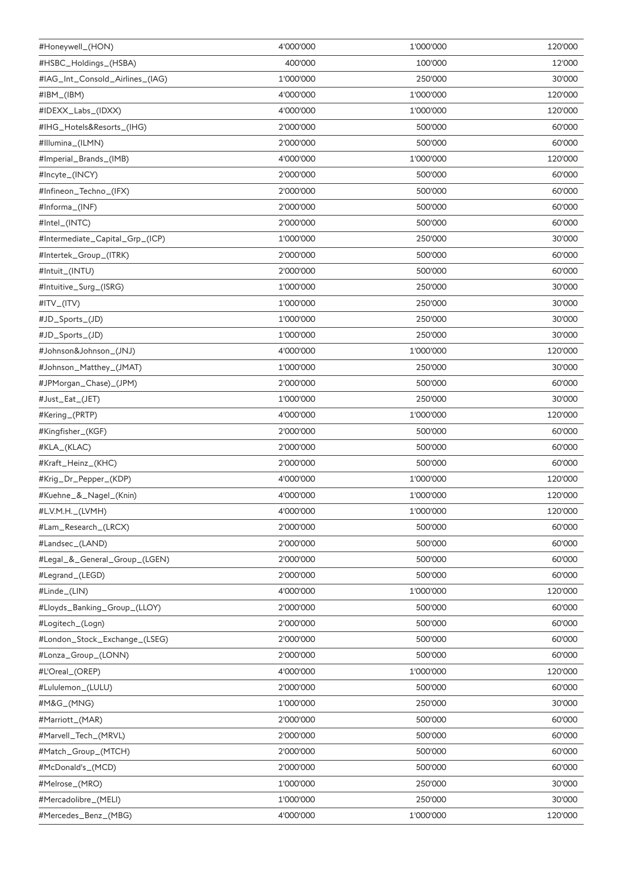| | | | |
|---|---|---|---|
| #Honeywell_(HON) | 4'000'000 | 1'000'000 | 120'000 |
| #HSBC_Holdings_(HSBA) | 400'000 | 100'000 | 12'000 |
| #IAG_Int_Consold_Airlines_(IAG) | 1'000'000 | 250'000 | 30'000 |
| #IBM_(IBM) | 4'000'000 | 1'000'000 | 120'000 |
| #IDEXX_Labs_(IDXX) | 4'000'000 | 1'000'000 | 120'000 |
| #IHG_Hotels&Resorts_(IHG) | 2'000'000 | 500'000 | 60'000 |
| #Illumina_(ILMN) | 2'000'000 | 500'000 | 60'000 |
| #Imperial_Brands_(IMB) | 4'000'000 | 1'000'000 | 120'000 |
| #Incyte_(INCY) | 2'000'000 | 500'000 | 60'000 |
| #Infineon_Techno_(IFX) | 2'000'000 | 500'000 | 60'000 |
| #Informa_(INF) | 2'000'000 | 500'000 | 60'000 |
| #Intel_(INTC) | 2'000'000 | 500'000 | 60'000 |
| #Intermediate_Capital_Grp_(ICP) | 1'000'000 | 250'000 | 30'000 |
| #Intertek_Group_(ITRK) | 2'000'000 | 500'000 | 60'000 |
| #Intuit_(INTU) | 2'000'000 | 500'000 | 60'000 |
| #Intuitive_Surg_(ISRG) | 1'000'000 | 250'000 | 30'000 |
| #ITV_(ITV) | 1'000'000 | 250'000 | 30'000 |
| #JD_Sports_(JD) | 1'000'000 | 250'000 | 30'000 |
| #JD_Sports_(JD) | 1'000'000 | 250'000 | 30'000 |
| #Johnson&Johnson_(JNJ) | 4'000'000 | 1'000'000 | 120'000 |
| #Johnson_Matthey_(JMAT) | 1'000'000 | 250'000 | 30'000 |
| #JPMorgan_Chase)_(JPM) | 2'000'000 | 500'000 | 60'000 |
| #Just_Eat_(JET) | 1'000'000 | 250'000 | 30'000 |
| #Kering_(PRTP) | 4'000'000 | 1'000'000 | 120'000 |
| #Kingfisher_(KGF) | 2'000'000 | 500'000 | 60'000 |
| #KLA_(KLAC) | 2'000'000 | 500'000 | 60'000 |
| #Kraft_Heinz_(KHC) | 2'000'000 | 500'000 | 60'000 |
| #Krig_Dr_Pepper_(KDP) | 4'000'000 | 1'000'000 | 120'000 |
| #Kuehne_&_Nagel_(Knin) | 4'000'000 | 1'000'000 | 120'000 |
| #L.V.M.H._(LVMH) | 4'000'000 | 1'000'000 | 120'000 |
| #Lam_Research_(LRCX) | 2'000'000 | 500'000 | 60'000 |
| #Landsec_(LAND) | 2'000'000 | 500'000 | 60'000 |
| #Legal_&_General_Group_(LGEN) | 2'000'000 | 500'000 | 60'000 |
| #Legrand_(LEGD) | 2'000'000 | 500'000 | 60'000 |
| #Linde_(LIN) | 4'000'000 | 1'000'000 | 120'000 |
| #Lloyds_Banking_Group_(LLOY) | 2'000'000 | 500'000 | 60'000 |
| #Logitech_(Logn) | 2'000'000 | 500'000 | 60'000 |
| #London_Stock_Exchange_(LSEG) | 2'000'000 | 500'000 | 60'000 |
| #Lonza_Group_(LONN) | 2'000'000 | 500'000 | 60'000 |
| #L'Oreal_(OREP) | 4'000'000 | 1'000'000 | 120'000 |
| #Lululemon_(LULU) | 2'000'000 | 500'000 | 60'000 |
| #M&G_(MNG) | 1'000'000 | 250'000 | 30'000 |
| #Marriott_(MAR) | 2'000'000 | 500'000 | 60'000 |
| #Marvell_Tech_(MRVL) | 2'000'000 | 500'000 | 60'000 |
| #Match_Group_(MTCH) | 2'000'000 | 500'000 | 60'000 |
| #McDonald's_(MCD) | 2'000'000 | 500'000 | 60'000 |
| #Melrose_(MRO) | 1'000'000 | 250'000 | 30'000 |
| #Mercadolibre_(MELI) | 1'000'000 | 250'000 | 30'000 |
| #Mercedes_Benz_(MBG) | 4'000'000 | 1'000'000 | 120'000 |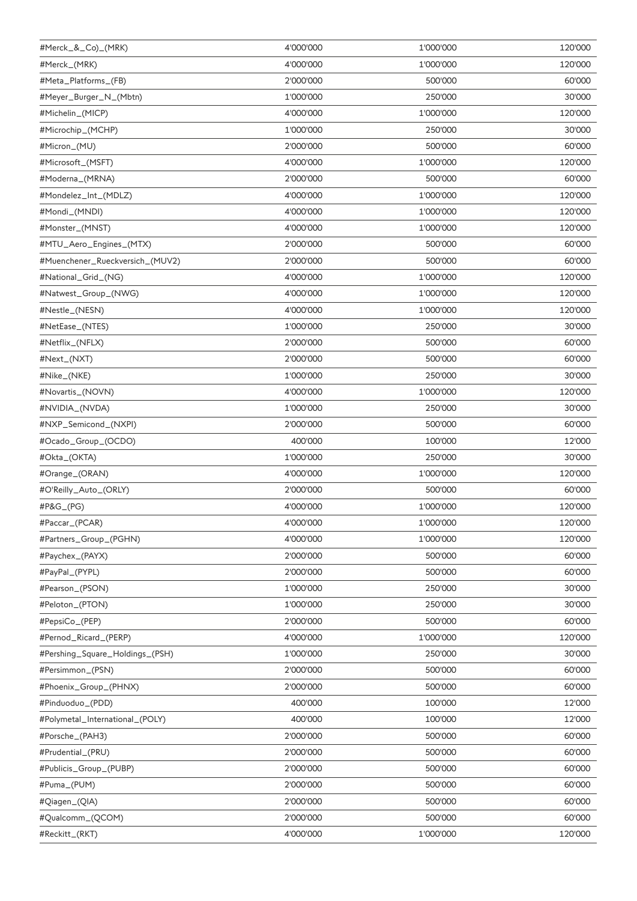| | | | |
|---|---|---|---|
| #Merck_&_Co)_(MRK) | 4'000'000 | 1'000'000 | 120'000 |
| #Merck_(MRK) | 4'000'000 | 1'000'000 | 120'000 |
| #Meta_Platforms_(FB) | 2'000'000 | 500'000 | 60'000 |
| #Meyer_Burger_N_(Mbtn) | 1'000'000 | 250'000 | 30'000 |
| #Michelin_(MICP) | 4'000'000 | 1'000'000 | 120'000 |
| #Microchip_(MCHP) | 1'000'000 | 250'000 | 30'000 |
| #Micron_(MU) | 2'000'000 | 500'000 | 60'000 |
| #Microsoft_(MSFT) | 4'000'000 | 1'000'000 | 120'000 |
| #Moderna_(MRNA) | 2'000'000 | 500'000 | 60'000 |
| #Mondelez_Int_(MDLZ) | 4'000'000 | 1'000'000 | 120'000 |
| #Mondi_(MNDI) | 4'000'000 | 1'000'000 | 120'000 |
| #Monster_(MNST) | 4'000'000 | 1'000'000 | 120'000 |
| #MTU_Aero_Engines_(MTX) | 2'000'000 | 500'000 | 60'000 |
| #Muenchener_Rueckversich_(MUV2) | 2'000'000 | 500'000 | 60'000 |
| #National_Grid_(NG) | 4'000'000 | 1'000'000 | 120'000 |
| #Natwest_Group_(NWG) | 4'000'000 | 1'000'000 | 120'000 |
| #Nestle_(NESN) | 4'000'000 | 1'000'000 | 120'000 |
| #NetEase_(NTES) | 1'000'000 | 250'000 | 30'000 |
| #Netflix_(NFLX) | 2'000'000 | 500'000 | 60'000 |
| #Next_(NXT) | 2'000'000 | 500'000 | 60'000 |
| #Nike_(NKE) | 1'000'000 | 250'000 | 30'000 |
| #Novartis_(NOVN) | 4'000'000 | 1'000'000 | 120'000 |
| #NVIDIA_(NVDA) | 1'000'000 | 250'000 | 30'000 |
| #NXP_Semicond_(NXPI) | 2'000'000 | 500'000 | 60'000 |
| #Ocado_Group_(OCDO) | 400'000 | 100'000 | 12'000 |
| #Okta_(OKTA) | 1'000'000 | 250'000 | 30'000 |
| #Orange_(ORAN) | 4'000'000 | 1'000'000 | 120'000 |
| #O'Reilly_Auto_(ORLY) | 2'000'000 | 500'000 | 60'000 |
| #P&G_(PG) | 4'000'000 | 1'000'000 | 120'000 |
| #Paccar_(PCAR) | 4'000'000 | 1'000'000 | 120'000 |
| #Partners_Group_(PGHN) | 4'000'000 | 1'000'000 | 120'000 |
| #Paychex_(PAYX) | 2'000'000 | 500'000 | 60'000 |
| #PayPal_(PYPL) | 2'000'000 | 500'000 | 60'000 |
| #Pearson_(PSON) | 1'000'000 | 250'000 | 30'000 |
| #Peloton_(PTON) | 1'000'000 | 250'000 | 30'000 |
| #PepsiCo_(PEP) | 2'000'000 | 500'000 | 60'000 |
| #Pernod_Ricard_(PERP) | 4'000'000 | 1'000'000 | 120'000 |
| #Pershing_Square_Holdings_(PSH) | 1'000'000 | 250'000 | 30'000 |
| #Persimmon_(PSN) | 2'000'000 | 500'000 | 60'000 |
| #Phoenix_Group_(PHNX) | 2'000'000 | 500'000 | 60'000 |
| #Pinduoduo_(PDD) | 400'000 | 100'000 | 12'000 |
| #Polymetal_International_(POLY) | 400'000 | 100'000 | 12'000 |
| #Porsche_(PAH3) | 2'000'000 | 500'000 | 60'000 |
| #Prudential_(PRU) | 2'000'000 | 500'000 | 60'000 |
| #Publicis_Group_(PUBP) | 2'000'000 | 500'000 | 60'000 |
| #Puma_(PUM) | 2'000'000 | 500'000 | 60'000 |
| #Qiagen_(QIA) | 2'000'000 | 500'000 | 60'000 |
| #Qualcomm_(QCOM) | 2'000'000 | 500'000 | 60'000 |
| #Reckitt_(RKT) | 4'000'000 | 1'000'000 | 120'000 |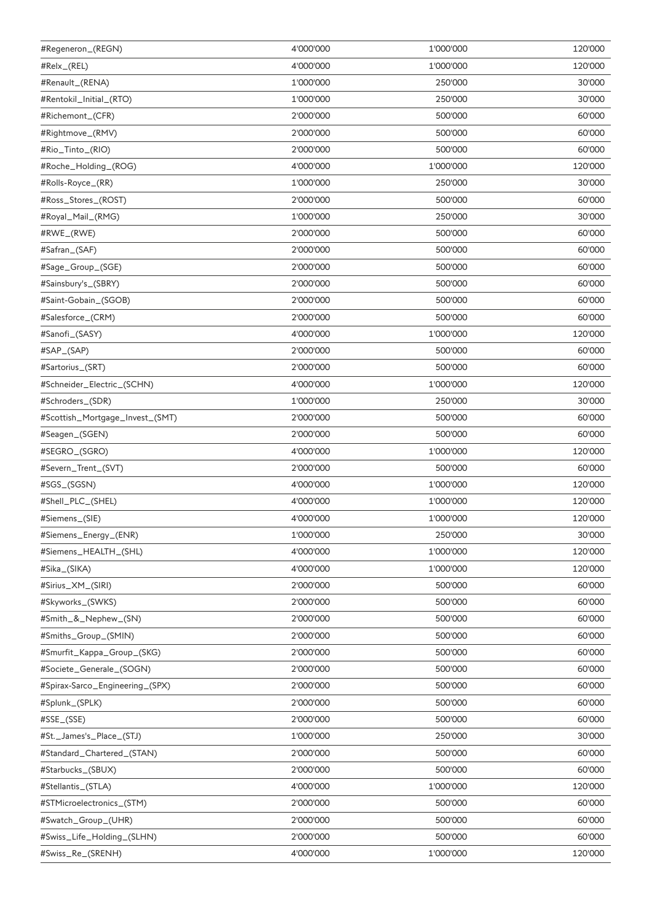| | | | |
|---|---|---|---|
| #Regeneron_(REGN) | 4'000'000 | 1'000'000 | 120'000 |
| #Relx_(REL) | 4'000'000 | 1'000'000 | 120'000 |
| #Renault_(RENA) | 1'000'000 | 250'000 | 30'000 |
| #Rentokil_Initial_(RTO) | 1'000'000 | 250'000 | 30'000 |
| #Richemont_(CFR) | 2'000'000 | 500'000 | 60'000 |
| #Rightmove_(RMV) | 2'000'000 | 500'000 | 60'000 |
| #Rio_Tinto_(RIO) | 2'000'000 | 500'000 | 60'000 |
| #Roche_Holding_(ROG) | 4'000'000 | 1'000'000 | 120'000 |
| #Rolls-Royce_(RR) | 1'000'000 | 250'000 | 30'000 |
| #Ross_Stores_(ROST) | 2'000'000 | 500'000 | 60'000 |
| #Royal_Mail_(RMG) | 1'000'000 | 250'000 | 30'000 |
| #RWE_(RWE) | 2'000'000 | 500'000 | 60'000 |
| #Safran_(SAF) | 2'000'000 | 500'000 | 60'000 |
| #Sage_Group_(SGE) | 2'000'000 | 500'000 | 60'000 |
| #Sainsbury's_(SBRY) | 2'000'000 | 500'000 | 60'000 |
| #Saint-Gobain_(SGOB) | 2'000'000 | 500'000 | 60'000 |
| #Salesforce_(CRM) | 2'000'000 | 500'000 | 60'000 |
| #Sanofi_(SASY) | 4'000'000 | 1'000'000 | 120'000 |
| #SAP_(SAP) | 2'000'000 | 500'000 | 60'000 |
| #Sartorius_(SRT) | 2'000'000 | 500'000 | 60'000 |
| #Schneider_Electric_(SCHN) | 4'000'000 | 1'000'000 | 120'000 |
| #Schroders_(SDR) | 1'000'000 | 250'000 | 30'000 |
| #Scottish_Mortgage_Invest_(SMT) | 2'000'000 | 500'000 | 60'000 |
| #Seagen_(SGEN) | 2'000'000 | 500'000 | 60'000 |
| #SEGRO_(SGRO) | 4'000'000 | 1'000'000 | 120'000 |
| #Severn_Trent_(SVT) | 2'000'000 | 500'000 | 60'000 |
| #SGS_(SGSN) | 4'000'000 | 1'000'000 | 120'000 |
| #Shell_PLC_(SHEL) | 4'000'000 | 1'000'000 | 120'000 |
| #Siemens_(SIE) | 4'000'000 | 1'000'000 | 120'000 |
| #Siemens_Energy_(ENR) | 1'000'000 | 250'000 | 30'000 |
| #Siemens_HEALTH_(SHL) | 4'000'000 | 1'000'000 | 120'000 |
| #Sika_(SIKA) | 4'000'000 | 1'000'000 | 120'000 |
| #Sirius_XM_(SIRI) | 2'000'000 | 500'000 | 60'000 |
| #Skyworks_(SWKS) | 2'000'000 | 500'000 | 60'000 |
| #Smith_&_Nephew_(SN) | 2'000'000 | 500'000 | 60'000 |
| #Smiths_Group_(SMIN) | 2'000'000 | 500'000 | 60'000 |
| #Smurfit_Kappa_Group_(SKG) | 2'000'000 | 500'000 | 60'000 |
| #Societe_Generale_(SOGN) | 2'000'000 | 500'000 | 60'000 |
| #Spirax-Sarco_Engineering_(SPX) | 2'000'000 | 500'000 | 60'000 |
| #Splunk_(SPLK) | 2'000'000 | 500'000 | 60'000 |
| #SSE_(SSE) | 2'000'000 | 500'000 | 60'000 |
| #St._James's_Place_(STJ) | 1'000'000 | 250'000 | 30'000 |
| #Standard_Chartered_(STAN) | 2'000'000 | 500'000 | 60'000 |
| #Starbucks_(SBUX) | 2'000'000 | 500'000 | 60'000 |
| #Stellantis_(STLA) | 4'000'000 | 1'000'000 | 120'000 |
| #STMicroelectronics_(STM) | 2'000'000 | 500'000 | 60'000 |
| #Swatch_Group_(UHR) | 2'000'000 | 500'000 | 60'000 |
| #Swiss_Life_Holding_(SLHN) | 2'000'000 | 500'000 | 60'000 |
| #Swiss_Re_(SRENH) | 4'000'000 | 1'000'000 | 120'000 |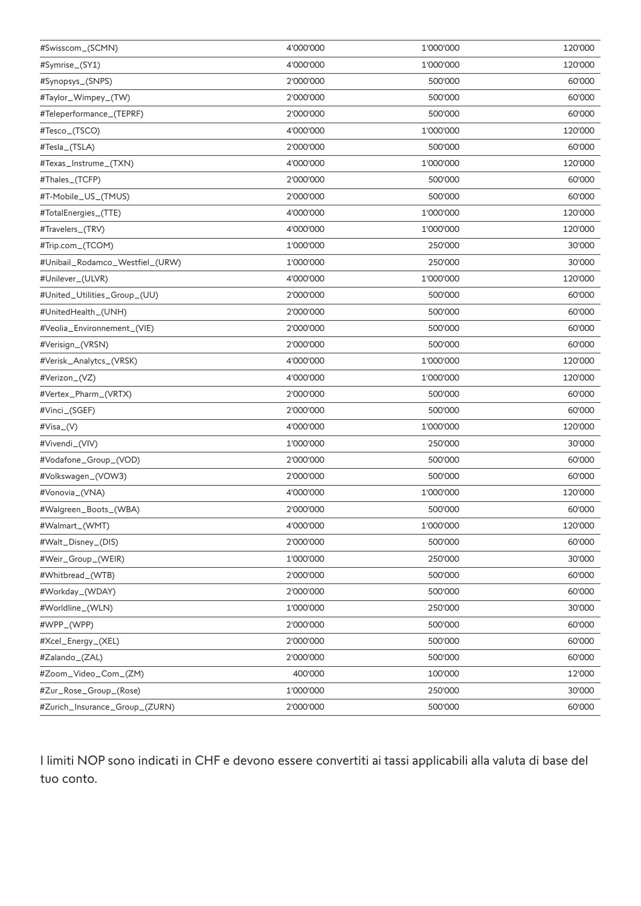| | | | |
|---|---|---|---|
| #Swisscom_(SCMN) | 4'000'000 | 1'000'000 | 120'000 |
| #Symrise_(SY1) | 4'000'000 | 1'000'000 | 120'000 |
| #Synopsys_(SNPS) | 2'000'000 | 500'000 | 60'000 |
| #Taylor_Wimpey_(TW) | 2'000'000 | 500'000 | 60'000 |
| #Teleperformance_(TEPRF) | 2'000'000 | 500'000 | 60'000 |
| #Tesco_(TSCO) | 4'000'000 | 1'000'000 | 120'000 |
| #Tesla_(TSLA) | 2'000'000 | 500'000 | 60'000 |
| #Texas_Instrume_(TXN) | 4'000'000 | 1'000'000 | 120'000 |
| #Thales_(TCFP) | 2'000'000 | 500'000 | 60'000 |
| #T-Mobile_US_(TMUS) | 2'000'000 | 500'000 | 60'000 |
| #TotalEnergies_(TTE) | 4'000'000 | 1'000'000 | 120'000 |
| #Travelers_(TRV) | 4'000'000 | 1'000'000 | 120'000 |
| #Trip.com_(TCOM) | 1'000'000 | 250'000 | 30'000 |
| #Unibail_Rodamco_Westfiel_(URW) | 1'000'000 | 250'000 | 30'000 |
| #Unilever_(ULVR) | 4'000'000 | 1'000'000 | 120'000 |
| #United_Utilities_Group_(UU) | 2'000'000 | 500'000 | 60'000 |
| #UnitedHealth_(UNH) | 2'000'000 | 500'000 | 60'000 |
| #Veolia_Environnement_(VIE) | 2'000'000 | 500'000 | 60'000 |
| #Verisign_(VRSN) | 2'000'000 | 500'000 | 60'000 |
| #Verisk_Analytcs_(VRSK) | 4'000'000 | 1'000'000 | 120'000 |
| #Verizon_(VZ) | 4'000'000 | 1'000'000 | 120'000 |
| #Vertex_Pharm_(VRTX) | 2'000'000 | 500'000 | 60'000 |
| #Vinci_(SGEF) | 2'000'000 | 500'000 | 60'000 |
| #Visa_(V) | 4'000'000 | 1'000'000 | 120'000 |
| #Vivendi_(VIV) | 1'000'000 | 250'000 | 30'000 |
| #Vodafone_Group_(VOD) | 2'000'000 | 500'000 | 60'000 |
| #Volkswagen_(VOW3) | 2'000'000 | 500'000 | 60'000 |
| #Vonovia_(VNA) | 4'000'000 | 1'000'000 | 120'000 |
| #Walgreen_Boots_(WBA) | 2'000'000 | 500'000 | 60'000 |
| #Walmart_(WMT) | 4'000'000 | 1'000'000 | 120'000 |
| #Walt_Disney_(DIS) | 2'000'000 | 500'000 | 60'000 |
| #Weir_Group_(WEIR) | 1'000'000 | 250'000 | 30'000 |
| #Whitbread_(WTB) | 2'000'000 | 500'000 | 60'000 |
| #Workday_(WDAY) | 2'000'000 | 500'000 | 60'000 |
| #Worldline_(WLN) | 1'000'000 | 250'000 | 30'000 |
| #WPP_(WPP) | 2'000'000 | 500'000 | 60'000 |
| #Xcel_Energy_(XEL) | 2'000'000 | 500'000 | 60'000 |
| #Zalando_(ZAL) | 2'000'000 | 500'000 | 60'000 |
| #Zoom_Video_Com_(ZM) | 400'000 | 100'000 | 12'000 |
| #Zur_Rose_Group_(Rose) | 1'000'000 | 250'000 | 30'000 |
| #Zurich_Insurance_Group_(ZURN) | 2'000'000 | 500'000 | 60'000 |

I limiti NOP sono indicati in CHF e devono essere convertiti ai tassi applicabili alla valuta di base del tuo conto.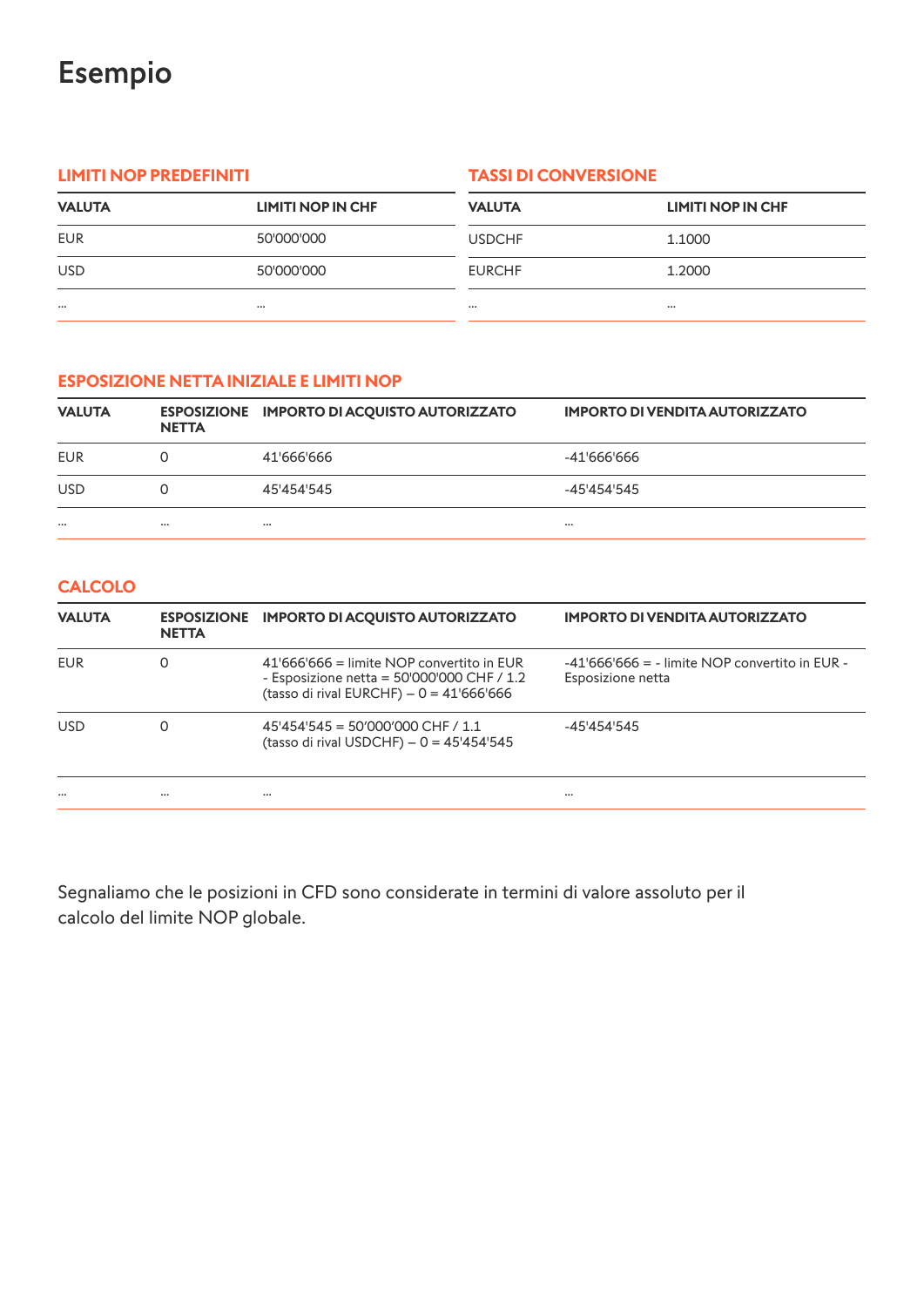# Esempio

## LIMITI NOP PREDEFINITI

| VALUTA | LIMITI NOP IN CHF |
|---|---|
| EUR | 50'000'000 |
| USD | 50'000'000 |
| ... | ... |

## TASSI DI CONVERSIONE

| VALUTA | LIMITI NOP IN CHF |
|---|---|
| USDCHF | 1.1000 |
| EURCHF | 1.2000 |
| ... | ... |

## ESPOSIZIONE NETTA INIZIALE E LIMITI NOP

| VALUTA | ESPOSIZIONE NETTA | IMPORTO DI ACQUISTO AUTORIZZATO | IMPORTO DI VENDITA AUTORIZZATO |
|---|---|---|---|
| EUR | 0 | 41'666'666 | -41'666'666 |
| USD | 0 | 45'454'545 | -45'454'545 |
| ... | ... | ... | ... |

## CALCOLO

| VALUTA | ESPOSIZIONE NETTA | IMPORTO DI ACQUISTO AUTORIZZATO | IMPORTO DI VENDITA AUTORIZZATO |
|---|---|---|---|
| EUR | 0 | 41'666'666 = limite NOP convertito in EUR - Esposizione netta = 50'000'000 CHF / 1.2 (tasso di rival EURCHF) – 0 = 41'666'666 | -41'666'666 = - limite NOP convertito in EUR - Esposizione netta |
| USD | 0 | 45'454'545 = 50'000'000 CHF / 1.1 (tasso di rival USDCHF) – 0 = 45'454'545 | -45'454'545 |
| ... | ... | ... | ... |

Segnaliamo che le posizioni in CFD sono considerate in termini di valore assoluto per il calcolo del limite NOP globale.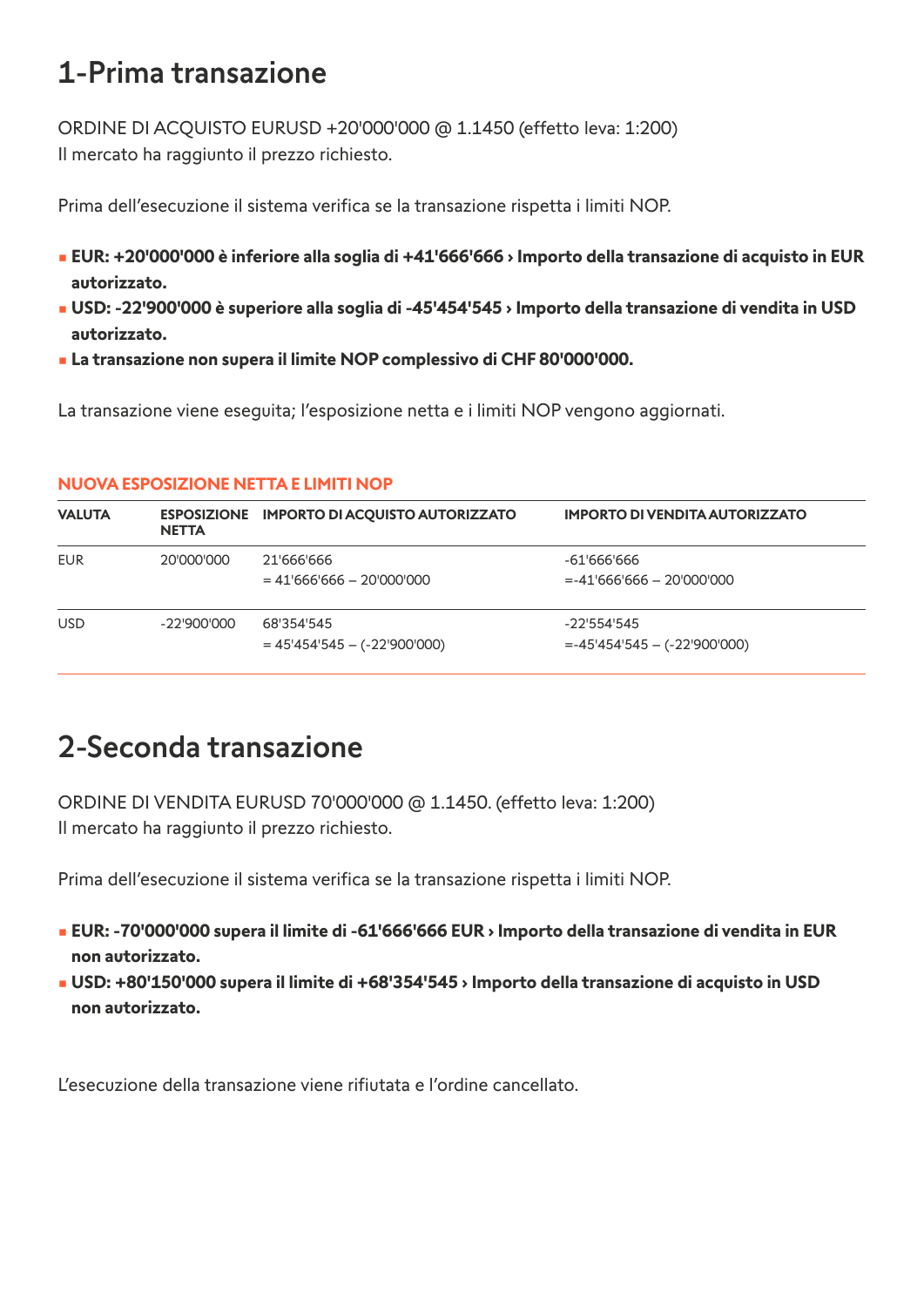# 1-Prima transazione

ORDINE DI ACQUISTO EURUSD +20'000'000 @ 1.1450 (effetto leva: 1:200)
Il mercato ha raggiunto il prezzo richiesto.

Prima dell'esecuzione il sistema verifica se la transazione rispetta i limiti NOP.

- **EUR: +20'000'000 è inferiore alla soglia di +41'666'666 › Importo della transazione di acquisto in EUR autorizzato.**
- **USD: -22'900'000 è superiore alla soglia di -45'454'545 › Importo della transazione di vendita in USD autorizzato.**
- **La transazione non supera il limite NOP complessivo di CHF 80'000'000.**

La transazione viene eseguita; l'esposizione netta e i limiti NOP vengono aggiornati.

**NUOVA ESPOSIZIONE NETTA E LIMITI NOP**

| VALUTA | ESPOSIZIONE NETTA | IMPORTO DI ACQUISTO AUTORIZZATO | IMPORTO DI VENDITA AUTORIZZATO |
|---|---|---|---|
| EUR | 20'000'000 | 21'666'666<br>= 41'666'666 – 20'000'000 | -61'666'666<br>=-41'666'666 – 20'000'000 |
| USD | -22'900'000 | 68'354'545<br>= 45'454'545 – (-22'900'000) | -22'554'545<br>=-45'454'545 – (-22'900'000) |

# 2-Seconda transazione

ORDINE DI VENDITA EURUSD 70'000'000 @ 1.1450. (effetto leva: 1:200)
Il mercato ha raggiunto il prezzo richiesto.

Prima dell'esecuzione il sistema verifica se la transazione rispetta i limiti NOP.

- **EUR: -70'000'000 supera il limite di -61'666'666 EUR › Importo della transazione di vendita in EUR non autorizzato.**
- **USD: +80'150'000 supera il limite di +68'354'545 › Importo della transazione di acquisto in USD non autorizzato.**

L'esecuzione della transazione viene rifiutata e l'ordine cancellato.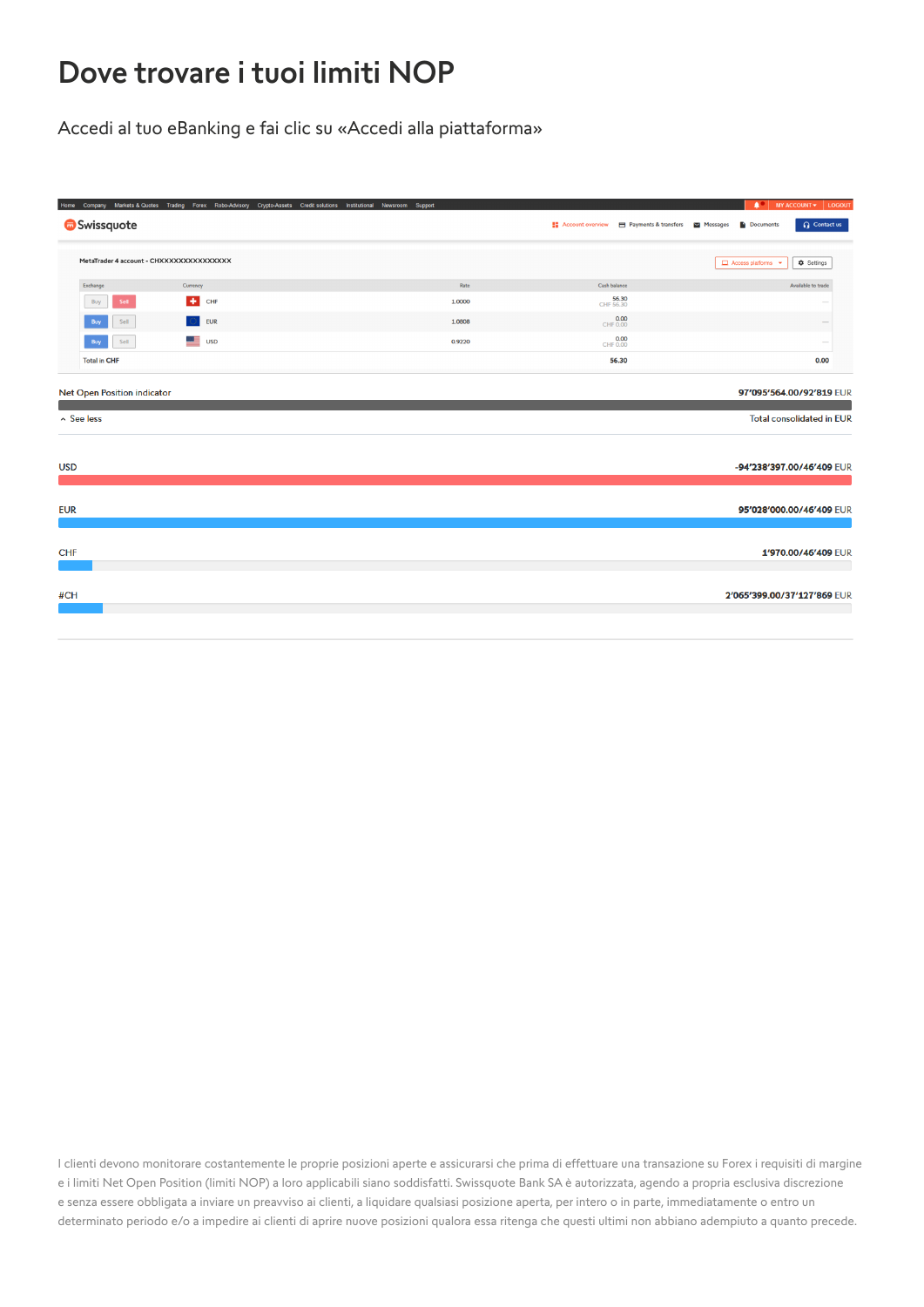# Dove trovare i tuoi limiti NOP

Accedi al tuo eBanking e fai clic su «Accedi alla piattaforma»

Home Company Markets & Quotes Trading Forex Robo-Advisory Crypto-Assets Credit solutions Institutional Newsroom Support MY ACCOUNT LOGOUT

Swissquote Account overview Payments & transfers Messages Documents Contact us

MetaTrader 4 account - CHXXXXXXXXXXXXXXX Access platform Settings

| Exchange | Currency | Rate | Cash balance | Available to trade |
|---|---|---|---|---|
| Buy Sell | CHF | 1.0000 | 56.30 CHF 56.30 | — |
| Buy Sell | EUR | 1.0808 | 0.00 CHF 0.00 | — |
| Buy Sell | USD | 0.9220 | 0.00 CHF 0.00 | — |
| Total in CHF | | | 56.30 | 0.00 |

Net Open Position indicator 97'095'564.00/92'819 EUR

See less Total consolidated in EUR

USD -94'238'397.00/46'409 EUR

EUR 95'028'000.00/46'409 EUR

CHF 1'970.00/46'409 EUR

#CH 2'065'399.00/37'127'869 EUR

I clienti devono monitorare costantemente le proprie posizioni aperte e assicurarsi che prima di effettuare una transazione su Forex i requisiti di margine e i limiti Net Open Position (limiti NOP) a loro applicabili siano soddisfatti. Swissquote Bank SA è autorizzata, agendo a propria esclusiva discrezione e senza essere obbligata a inviare un preavviso ai clienti, a liquidare qualsiasi posizione aperta, per intero o in parte, immediatamente o entro un determinato periodo e/o a impedire ai clienti di aprire nuove posizioni qualora essa ritenga che questi ultimi non abbiano adempiuto a quanto precede.